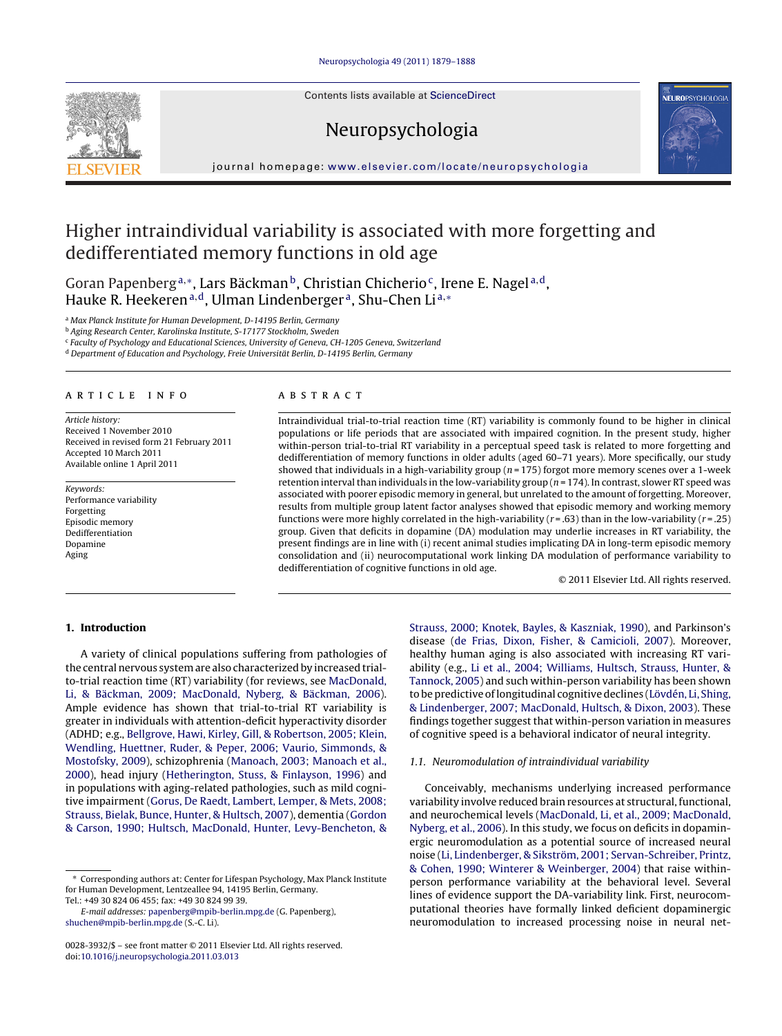# Higher intraindividual variability is associated with more forgetting and dedifferentiated memory functions in old age

Goran Papenberg[a,*], Lars Bäckman[b], Christian Chicherio[c], Irene E. Nagel[a,d], Hauke R. Heekeren[a,d], Ulman Lindenberger[a], Shu-Chen Li[a,*]

[a] Max Planck Institute for Human Development, D-14195 Berlin, Germany
[b] Aging Research Center, Karolinska Institute, S-17177 Stockholm, Sweden
[c] Faculty of Psychology and Educational Sciences, University of Geneva, CH-1205 Geneva, Switzerland
[d] Department of Education and Psychology, Freie Universität Berlin, D-14195 Berlin, Germany

## ARTICLE INFO

*Article history:*
Received 1 November 2010
Received in revised form 21 February 2011
Accepted 10 March 2011
Available online 1 April 2011

*Keywords:*
Performance variability
Forgetting
Episodic memory
Dedifferentiation
Dopamine
Aging

## ABSTRACT

Intraindividual trial-to-trial reaction time (RT) variability is commonly found to be higher in clinical populations or life periods that are associated with impaired cognition. In the present study, higher within-person trial-to-trial RT variability in a perceptual speed task is related to more forgetting and dedifferentiation of memory functions in older adults (aged 60–71 years). More specifically, our study showed that individuals in a high-variability group ($n = 175$) forgot more memory scenes over a 1-week retention interval than individuals in the low-variability group ($n = 174$). In contrast, slower RT speed was associated with poorer episodic memory in general, but unrelated to the amount of forgetting. Moreover, results from multiple group latent factor analyses showed that episodic memory and working memory functions were more highly correlated in the high-variability ($r = .63$) than in the low-variability ($r = .25$) group. Given that deficits in dopamine (DA) modulation may underlie increases in RT variability, the present findings are in line with (i) recent animal studies implicating DA in long-term episodic memory consolidation and (ii) neurocomputational work linking DA modulation of performance variability to dedifferentiation of cognitive functions in old age.

© 2011 Elsevier Ltd. All rights reserved.

## 1. Introduction

A variety of clinical populations suffering from pathologies of the central nervous system are also characterized by increased trial-to-trial reaction time (RT) variability (for reviews, see MacDonald, Li, & Bäckman, 2009; MacDonald, Nyberg, & Bäckman, 2006). Ample evidence has shown that trial-to-trial RT variability is greater in individuals with attention-deficit hyperactivity disorder (ADHD; e.g., Bellgrove, Hawi, Kirley, Gill, & Robertson, 2005; Klein, Wendling, Huettner, Ruder, & Peper, 2006; Vaurio, Simmonds, & Mostofsky, 2009), schizophrenia (Manoach, 2003; Manoach et al., 2000), head injury (Hetherington, Stuss, & Finlayson, 1996) and in populations with aging-related pathologies, such as mild cognitive impairment (Gorus, De Raedt, Lambert, Lemper, & Mets, 2008; Strauss, Bielak, Bunce, Hunter, & Hultsch, 2007), dementia (Gordon & Carson, 1990; Hultsch, MacDonald, Hunter, Levy-Bencheton, & Strauss, 2000; Knotek, Bayles, & Kaszniak, 1990), and Parkinson's disease (de Frias, Dixon, Fisher, & Camicioli, 2007). Moreover, healthy human aging is also associated with increasing RT variability (e.g., Li et al., 2004; Williams, Hultsch, Strauss, Hunter, & Tannock, 2005) and such within-person variability has been shown to be predictive of longitudinal cognitive declines (Lövdén, Li, Shing, & Lindenberger, 2007; MacDonald, Hultsch, & Dixon, 2003). These findings together suggest that within-person variation in measures of cognitive speed is a behavioral indicator of neural integrity.

### 1.1. Neuromodulation of intraindividual variability

Conceivably, mechanisms underlying increased performance variability involve reduced brain resources at structural, functional, and neurochemical levels (MacDonald, Li, et al., 2009; MacDonald, Nyberg, et al., 2006). In this study, we focus on deficits in dopaminergic neuromodulation as a potential source of increased neural noise (Li, Lindenberger, & Sikström, 2001; Servan-Schreiber, Printz, & Cohen, 1990; Winterer & Weinberger, 2004) that raise within-person performance variability at the behavioral level. Several lines of evidence support the DA-variability link. First, neurocomputational theories have formally linked deficient dopaminergic neuromodulation to increased processing noise in neural net-

* Corresponding authors at: Center for Lifespan Psychology, Max Planck Institute for Human Development, Lentzeallee 94, 14195 Berlin, Germany. Tel.: +49 30 824 06 455; fax: +49 30 824 99 39.
*E-mail addresses:* papenberg@mpib-berlin.mpg.de (G. Papenberg), shuchen@mpib-berlin.mpg.de (S.-C. Li).

0028-3932/$ – see front matter © 2011 Elsevier Ltd. All rights reserved.
doi:10.1016/j.neuropsychologia.2011.03.013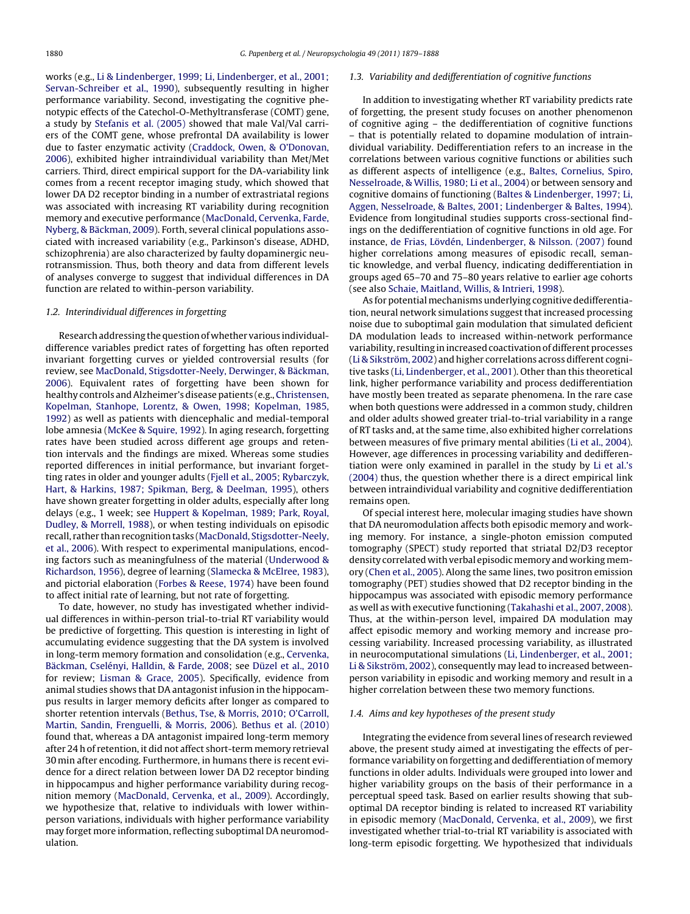works (e.g., Li & Lindenberger, 1999; Li, Lindenberger, et al., 2001; Servan-Schreiber et al., 1990), subsequently resulting in higher performance variability. Second, investigating the cognitive phenotypic effects of the Catechol-O-Methyltransferase (COMT) gene, a study by Stefanis et al. (2005) showed that male Val/Val carriers of the COMT gene, whose prefrontal DA availability is lower due to faster enzymatic activity (Craddock, Owen, & O'Donovan, 2006), exhibited higher intraindividual variability than Met/Met carriers. Third, direct empirical support for the DA-variability link comes from a recent receptor imaging study, which showed that lower DA D2 receptor binding in a number of extrastriatal regions was associated with increasing RT variability during recognition memory and executive performance (MacDonald, Cervenka, Farde, Nyberg, & Bäckman, 2009). Forth, several clinical populations associated with increased variability (e.g., Parkinson's disease, ADHD, schizophrenia) are also characterized by faulty dopaminergic neurotransmission. Thus, both theory and data from different levels of analyses converge to suggest that individual differences in DA function are related to within-person variability.

### 1.2. Interindividual differences in forgetting

Research addressing the question of whether various individual-difference variables predict rates of forgetting has often reported invariant forgetting curves or yielded controversial results (for review, see MacDonald, Stigsdotter-Neely, Derwinger, & Bäckman, 2006). Equivalent rates of forgetting have been shown for healthy controls and Alzheimer's disease patients (e.g., Christensen, Kopelman, Stanhope, Lorentz, & Owen, 1998; Kopelman, 1985, 1992) as well as patients with diencephalic and medial-temporal lobe amnesia (McKee & Squire, 1992). In aging research, forgetting rates have been studied across different age groups and retention intervals and the findings are mixed. Whereas some studies reported differences in initial performance, but invariant forgetting rates in older and younger adults (Fjell et al., 2005; Rybarczyk, Hart, & Harkins, 1987; Spikman, Berg, & Deelman, 1995), others have shown greater forgetting in older adults, especially after long delays (e.g., 1 week; see Huppert & Kopelman, 1989; Park, Royal, Dudley, & Morrell, 1988), or when testing individuals on episodic recall, rather than recognition tasks (MacDonald, Stigsdotter-Neely, et al., 2006). With respect to experimental manipulations, encoding factors such as meaningfulness of the material (Underwood & Richardson, 1956), degree of learning (Slamecka & McElree, 1983), and pictorial elaboration (Forbes & Reese, 1974) have been found to affect initial rate of learning, but not rate of forgetting.

To date, however, no study has investigated whether individual differences in within-person trial-to-trial RT variability would be predictive of forgetting. This question is interesting in light of accumulating evidence suggesting that the DA system is involved in long-term memory formation and consolidation (e.g., Cervenka, Bäckman, Cselényi, Halldin, & Farde, 2008; see Düzel et al., 2010 for review; Lisman & Grace, 2005). Specifically, evidence from animal studies shows that DA antagonist infusion in the hippocampus results in larger memory deficits after longer as compared to shorter retention intervals (Bethus, Tse, & Morris, 2010; O'Carroll, Martin, Sandin, Frenguelli, & Morris, 2006). Bethus et al. (2010) found that, whereas a DA antagonist impaired long-term memory after 24 h of retention, it did not affect short-term memory retrieval 30 min after encoding. Furthermore, in humans there is recent evidence for a direct relation between lower DA D2 receptor binding in hippocampus and higher performance variability during recognition memory (MacDonald, Cervenka, et al., 2009). Accordingly, we hypothesize that, relative to individuals with lower within-person variations, individuals with higher performance variability may forget more information, reflecting suboptimal DA neuromodulation.

### 1.3. Variability and dedifferentiation of cognitive functions

In addition to investigating whether RT variability predicts rate of forgetting, the present study focuses on another phenomenon of cognitive aging – the dedifferentiation of cognitive functions – that is potentially related to dopamine modulation of intraindividual variability. Dedifferentiation refers to an increase in the correlations between various cognitive functions or abilities such as different aspects of intelligence (e.g., Baltes, Cornelius, Spiro, Nesselroade, & Willis, 1980; Li et al., 2004) or between sensory and cognitive domains of functioning (Baltes & Lindenberger, 1997; Li, Aggen, Nesselroade, & Baltes, 2001; Lindenberger & Baltes, 1994). Evidence from longitudinal studies supports cross-sectional findings on the dedifferentiation of cognitive functions in old age. For instance, de Frias, Lövdén, Lindenberger, & Nilsson. (2007) found higher correlations among measures of episodic recall, semantic knowledge, and verbal fluency, indicating dedifferentiation in groups aged 65–70 and 75–80 years relative to earlier age cohorts (see also Schaie, Maitland, Willis, & Intrieri, 1998).

As for potential mechanisms underlying cognitive dedifferentiation, neural network simulations suggest that increased processing noise due to suboptimal gain modulation that simulated deficient DA modulation leads to increased within-network performance variability, resulting in increased coactivation of different processes (Li & Sikström, 2002) and higher correlations across different cognitive tasks (Li, Lindenberger, et al., 2001). Other than this theoretical link, higher performance variability and process dedifferentiation have mostly been treated as separate phenomena. In the rare case when both questions were addressed in a common study, children and older adults showed greater trial-to-trial variability in a range of RT tasks and, at the same time, also exhibited higher correlations between measures of five primary mental abilities (Li et al., 2004). However, age differences in processing variability and dedifferentiation were only examined in parallel in the study by Li et al.'s (2004) thus, the question whether there is a direct empirical link between intraindividual variability and cognitive dedifferentiation remains open.

Of special interest here, molecular imaging studies have shown that DA neuromodulation affects both episodic memory and working memory. For instance, a single-photon emission computed tomography (SPECT) study reported that striatal D2/D3 receptor density correlated with verbal episodic memory and working memory (Chen et al., 2005). Along the same lines, two positron emission tomography (PET) studies showed that D2 receptor binding in the hippocampus was associated with episodic memory performance as well as with executive functioning (Takahashi et al., 2007, 2008). Thus, at the within-person level, impaired DA modulation may affect episodic memory and working memory and increase processing variability. Increased processing variability, as illustrated in neurocomputational simulations (Li, Lindenberger, et al., 2001; Li & Sikström, 2002), consequently may lead to increased between-person variability in episodic and working memory and result in a higher correlation between these two memory functions.

### 1.4. Aims and key hypotheses of the present study

Integrating the evidence from several lines of research reviewed above, the present study aimed at investigating the effects of performance variability on forgetting and dedifferentiation of memory functions in older adults. Individuals were grouped into lower and higher variability groups on the basis of their performance in a perceptual speed task. Based on earlier results showing that suboptimal DA receptor binding is related to increased RT variability in episodic memory (MacDonald, Cervenka, et al., 2009), we first investigated whether trial-to-trial RT variability is associated with long-term episodic forgetting. We hypothesized that individuals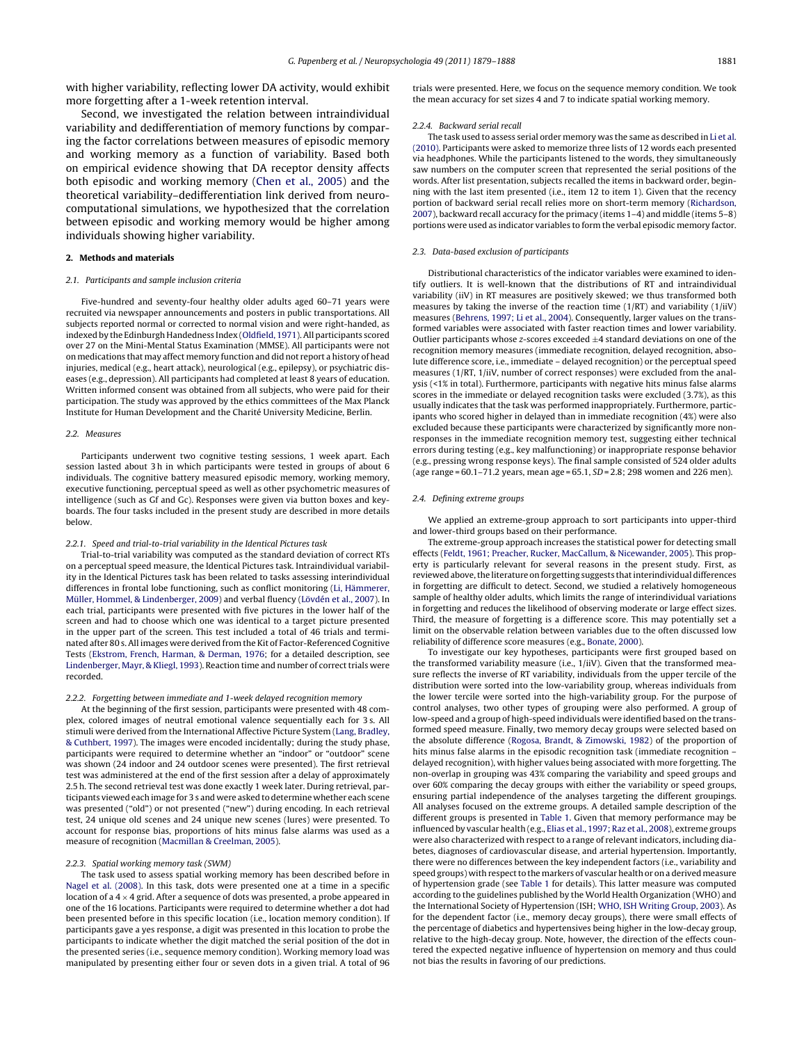with higher variability, reflecting lower DA activity, would exhibit more forgetting after a 1-week retention interval.

Second, we investigated the relation between intraindividual variability and dedifferentiation of memory functions by comparing the factor correlations between measures of episodic memory and working memory as a function of variability. Based both on empirical evidence showing that DA receptor density affects both episodic and working memory (Chen et al., 2005) and the theoretical variability–dedifferentiation link derived from neurocomputational simulations, we hypothesized that the correlation between episodic and working memory would be higher among individuals showing higher variability.

## 2. Methods and materials

### 2.1. Participants and sample inclusion criteria

Five-hundred and seventy-four healthy older adults aged 60–71 years were recruited via newspaper announcements and posters in public transportations. All subjects reported normal or corrected to normal vision and were right-handed, as indexed by the Edinburgh Handedness Index (Oldfield, 1971). All participants scored over 27 on the Mini-Mental Status Examination (MMSE). All participants were not on medications that may affect memory function and did not report a history of head injuries, medical (e.g., heart attack), neurological (e.g., epilepsy), or psychiatric diseases (e.g., depression). All participants had completed at least 8 years of education. Written informed consent was obtained from all subjects, who were paid for their participation. The study was approved by the ethics committees of the Max Planck Institute for Human Development and the Charité University Medicine, Berlin.

### 2.2. Measures

Participants underwent two cognitive testing sessions, 1 week apart. Each session lasted about 3 h in which participants were tested in groups of about 6 individuals. The cognitive battery measured episodic memory, working memory, executive functioning, perceptual speed as well as other psychometric measures of intelligence (such as Gf and Gc). Responses were given via button boxes and keyboards. The four tasks included in the present study are described in more details below.

#### 2.2.1. Speed and trial-to-trial variability in the Identical Pictures task

Trial-to-trial variability was computed as the standard deviation of correct RTs on a perceptual speed measure, the Identical Pictures task. Intraindividual variability in the Identical Pictures task has been related to tasks assessing interindividual differences in frontal lobe functioning, such as conflict monitoring (Li, Hämmerer, Müller, Hommel, & Lindenberger, 2009) and verbal fluency (Lövdén et al., 2007). In each trial, participants were presented with five pictures in the lower half of the screen and had to choose which one was identical to a target picture presented in the upper part of the screen. This test included a total of 46 trials and terminated after 80 s. All images were derived from the Kit of Factor-Referenced Cognitive Tests (Ekstrom, French, Harman, & Derman, 1976; for a detailed description, see Lindenberger, Mayr, & Kliegl, 1993). Reaction time and number of correct trials were recorded.

#### 2.2.2. Forgetting between immediate and 1-week delayed recognition memory

At the beginning of the first session, participants were presented with 48 complex, colored images of neutral emotional valence sequentially each for 3 s. All stimuli were derived from the International Affective Picture System (Lang, Bradley, & Cuthbert, 1997). The images were encoded incidentally; during the study phase, participants were required to determine whether an "indoor" or "outdoor" scene was shown (24 indoor and 24 outdoor scenes were presented). The first retrieval test was administered at the end of the first session after a delay of approximately 2.5 h. The second retrieval test was done exactly 1 week later. During retrieval, participants viewed each image for 3 s and were asked to determine whether each scene was presented ("old") or not presented ("new") during encoding. In each retrieval test, 24 unique old scenes and 24 unique new scenes (lures) were presented. To account for response bias, proportions of hits minus false alarms was used as a measure of recognition (Macmillan & Creelman, 2005).

#### 2.2.3. Spatial working memory task (SWM)

The task used to assess spatial working memory has been described before in Nagel et al. (2008). In this task, dots were presented one at a time in a specific location of a $4 \times 4$ grid. After a sequence of dots was presented, a probe appeared in one of the 16 locations. Participants were required to determine whether a dot had been presented before in this specific location (i.e., location memory condition). If participants gave a yes response, a digit was presented in this location to probe the participants to indicate whether the digit matched the serial position of the dot in the presented series (i.e., sequence memory condition). Working memory load was manipulated by presenting either four or seven dots in a given trial. A total of 96 trials were presented. Here, we focus on the sequence memory condition. We took the mean accuracy for set sizes 4 and 7 to indicate spatial working memory.

#### 2.2.4. Backward serial recall

The task used to assess serial order memory was the same as described in Li et al. (2010). Participants were asked to memorize three lists of 12 words each presented via headphones. While the participants listened to the words, they simultaneously saw numbers on the computer screen that represented the serial positions of the words. After list presentation, subjects recalled the items in backward order, beginning with the last item presented (i.e., item 12 to item 1). Given that the recency portion of backward serial recall relies more on short-term memory (Richardson, 2007), backward recall accuracy for the primacy (items 1–4) and middle (items 5–8) portions were used as indicator variables to form the verbal episodic memory factor.

### 2.3. Data-based exclusion of participants

Distributional characteristics of the indicator variables were examined to identify outliers. It is well-known that the distributions of RT and intraindividual variability (iiV) in RT measures are positively skewed; we thus transformed both measures by taking the inverse of the reaction time (1/RT) and variability (1/iiV) measures (Behrens, 1997; Li et al., 2004). Consequently, larger values on the transformed variables were associated with faster reaction times and lower variability. Outlier participants whose $z$-scores exceeded $\pm 4$ standard deviations on one of the recognition memory measures (immediate recognition, delayed recognition, absolute difference score, i.e., immediate − delayed recognition) or the perceptual speed measures (1/RT, 1/iiV, number of correct responses) were excluded from the analysis (<1% in total). Furthermore, participants with negative hits minus false alarms scores in the immediate or delayed recognition tasks were excluded (3.7%), as this usually indicates that the task was performed inappropriately. Furthermore, participants who scored higher in delayed than in immediate recognition (4%) were also excluded because these participants were characterized by significantly more non-responses in the immediate recognition memory test, suggesting either technical errors during testing (e.g., key malfunctioning) or inappropriate response behavior (e.g., pressing wrong response keys). The final sample consisted of 524 older adults (age range = 60.1–71.2 years, mean age = 65.1, $SD$ = 2.8; 298 women and 226 men).

### 2.4. Defining extreme groups

We applied an extreme-group approach to sort participants into upper-third and lower-third groups based on their performance.

The extreme-group approach increases the statistical power for detecting small effects (Feldt, 1961; Preacher, Rucker, MacCallum, & Nicewander, 2005). This property is particularly relevant for several reasons in the present study. First, as reviewed above, the literature on forgetting suggests that interindividual differences in forgetting are difficult to detect. Second, we studied a relatively homogeneous sample of healthy older adults, which limits the range of interindividual variations in forgetting and reduces the likelihood of observing moderate or large effect sizes. Third, the measure of forgetting is a difference score. This may potentially set a limit on the observable relation between variables due to the often discussed low reliability of difference score measures (e.g., Bonate, 2000).

To investigate our key hypotheses, participants were first grouped based on the transformed variability measure (i.e., 1/iiV). Given that the transformed measure reflects the inverse of RT variability, individuals from the upper tercile of the distribution were sorted into the low-variability group, whereas individuals from the lower tercile were sorted into the high-variability group. For the purpose of control analyses, two other types of grouping were also performed. A group of low-speed and a group of high-speed individuals were identified based on the transformed speed measure. Finally, two memory decay groups were selected based on the absolute difference (Rogosa, Brandt, & Zimowski, 1982) of the proportion of hits minus false alarms in the episodic recognition task (immediate recognition − delayed recognition), with higher values being associated with more forgetting. The non-overlap in grouping was 43% comparing the variability and speed groups and over 60% comparing the decay groups with either the variability or speed groups, ensuring partial independence of the analyses targeting the different groupings. All analyses focused on the extreme groups. A detailed sample description of the different groups is presented in Table 1. Given that memory performance may be influenced by vascular health (e.g., Elias et al., 1997; Raz et al., 2008), extreme groups were also characterized with respect to a range of relevant indicators, including diabetes, diagnoses of cardiovascular disease, and arterial hypertension. Importantly, there were no differences between the key independent factors (i.e., variability and speed groups) with respect to the markers of vascular health or on a derived measure of hypertension grade (see Table 1 for details). This latter measure was computed according to the guidelines published by the World Health Organization (WHO) and the International Society of Hypertension (ISH; WHO, ISH Writing Group, 2003). As for the dependent factor (i.e., memory decay groups), there were small effects of the percentage of diabetics and hypertensives being higher in the low-decay group, relative to the high-decay group. Note, however, the direction of the effects countered the expected negative influence of hypertension on memory and thus could not bias the results in favoring of our predictions.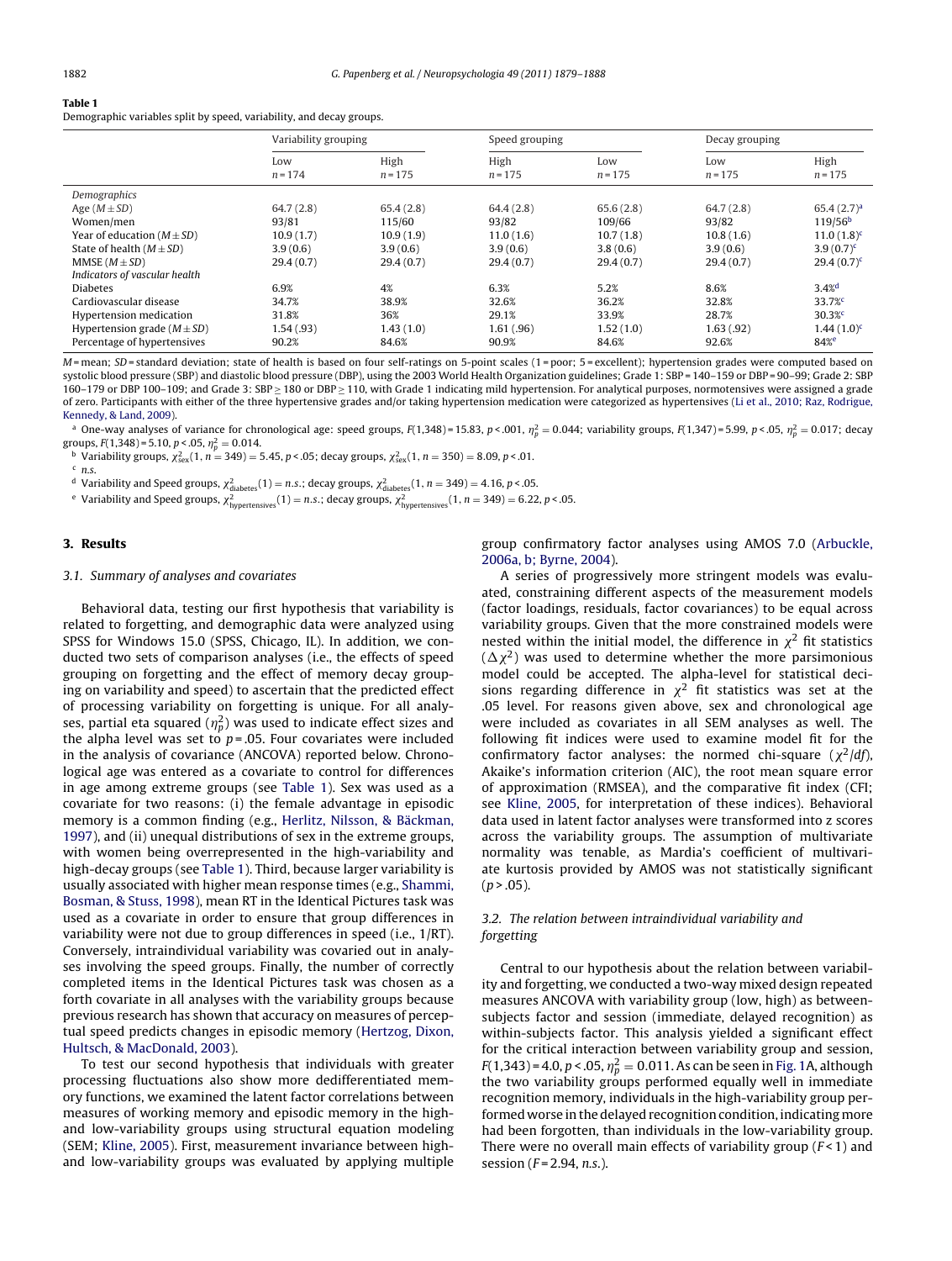**Table 1**
Demographic variables split by speed, variability, and decay groups.

| | Variability grouping | | Speed grouping | | Decay grouping | |
|---|---|---|---|---|---|---|
| | Low $n = 174$ | High $n = 175$ | High $n = 175$ | Low $n = 175$ | Low $n = 175$ | High $n = 175$ |
| *Demographics* | | | | | | |
| Age ($M \pm SD$) | 64.7 (2.8) | 65.4 (2.8) | 64.4 (2.8) | 65.6 (2.8) | 64.7 (2.8) | 65.4 (2.7)[a] |
| Women/men | 93/81 | 115/60 | 93/82 | 109/66 | 93/82 | 119/56[b] |
| Year of education ($M \pm SD$) | 10.9 (1.7) | 10.9 (1.9) | 11.0 (1.6) | 10.7 (1.8) | 10.8 (1.6) | 11.0 (1.8)[c] |
| State of health ($M \pm SD$) | 3.9 (0.6) | 3.9 (0.6) | 3.9 (0.6) | 3.8 (0.6) | 3.9 (0.6) | 3.9 (0.7)[c] |
| MMSE ($M \pm SD$) | 29.4 (0.7) | 29.4 (0.7) | 29.4 (0.7) | 29.4 (0.7) | 29.4 (0.7) | 29.4 (0.7)[c] |
| *Indicators of vascular health* | | | | | | |
| Diabetes | 6.9% | 4% | 6.3% | 5.2% | 8.6% | 3.4%[d] |
| Cardiovascular disease | 34.7% | 38.9% | 32.6% | 36.2% | 32.8% | 33.7%[c] |
| Hypertension medication | 31.8% | 36% | 29.1% | 33.9% | 28.7% | 30.3%[c] |
| Hypertension grade ($M \pm SD$) | 1.54 (.93) | 1.43 (1.0) | 1.61 (.96) | 1.52 (1.0) | 1.63 (.92) | 1.44 (1.0)[c] |
| Percentage of hypertensives | 90.2% | 84.6% | 90.9% | 84.6% | 92.6% | 84%[e] |

$M$ = mean; $SD$ = standard deviation; state of health is based on four self-ratings on 5-point scales (1 = poor; 5 = excellent); hypertension grades were computed based on systolic blood pressure (SBP) and diastolic blood pressure (DBP), using the 2003 World Health Organization guidelines; Grade 1: SBP = 140–159 or DBP = 90–99; Grade 2: SBP 160–179 or DBP 100–109; and Grade 3: SBP ≥ 180 or DBP ≥ 110, with Grade 1 indicating mild hypertension. For analytical purposes, normotensives were assigned a grade of zero. Participants with either of the three hypertensive grades and/or taking hypertension medication were categorized as hypertensives (Li et al., 2010; Raz, Rodrigue, Kennedy, & Land, 2009).

[a] One-way analyses of variance for chronological age: speed groups, $F(1,348) = 15.83$, $p < .001$, $\eta_p^2 = 0.044$; variability groups, $F(1,347) = 5.99$, $p < .05$, $\eta_p^2 = 0.017$; decay groups, $F(1,348) = 5.10$, $p < .05$, $\eta_p^2 = 0.014$.

[b] Variability groups, $\chi^2_{\text{sex}}(1, n = 349) = 5.45$, $p < .05$; decay groups, $\chi^2_{\text{sex}}(1, n = 350) = 8.09$, $p < .01$.

[c] *n.s.*

[d] Variability and Speed groups, $\chi^2_{\text{diabetes}}(1) = n.s.$; decay groups, $\chi^2_{\text{diabetes}}(1, n = 349) = 4.16$, $p < .05$.

[e] Variability and Speed groups, $\chi^2_{\text{hypertensives}}(1) = n.s.$; decay groups, $\chi^2_{\text{hypertensives}}(1, n = 349) = 6.22$, $p < .05$.

## 3. Results

### 3.1. Summary of analyses and covariates

Behavioral data, testing our first hypothesis that variability is related to forgetting, and demographic data were analyzed using SPSS for Windows 15.0 (SPSS, Chicago, IL). In addition, we conducted two sets of comparison analyses (i.e., the effects of speed grouping on forgetting and the effect of memory decay grouping on variability and speed) to ascertain that the predicted effect of processing variability on forgetting is unique. For all analyses, partial eta squared ($\eta_p^2$) was used to indicate effect sizes and the alpha level was set to $p = .05$. Four covariates were included in the analysis of covariance (ANCOVA) reported below. Chronological age was entered as a covariate to control for differences in age among extreme groups (see Table 1). Sex was used as a covariate for two reasons: (i) the female advantage in episodic memory is a common finding (e.g., Herlitz, Nilsson, & Bäckman, 1997), and (ii) unequal distributions of sex in the extreme groups, with women being overrepresented in the high-variability and high-decay groups (see Table 1). Third, because larger variability is usually associated with higher mean response times (e.g., Shammi, Bosman, & Stuss, 1998), mean RT in the Identical Pictures task was used as a covariate in order to ensure that group differences in variability were not due to group differences in speed (i.e., 1/RT). Conversely, intraindividual variability was covaried out in analyses involving the speed groups. Finally, the number of correctly completed items in the Identical Pictures task was chosen as a forth covariate in all analyses with the variability groups because previous research has shown that accuracy on measures of perceptual speed predicts changes in episodic memory (Hertzog, Dixon, Hultsch, & MacDonald, 2003).

To test our second hypothesis that individuals with greater processing fluctuations also show more dedifferentiated memory functions, we examined the latent factor correlations between measures of working memory and episodic memory in the high- and low-variability groups using structural equation modeling (SEM; Kline, 2005). First, measurement invariance between high- and low-variability groups was evaluated by applying multiple group confirmatory factor analyses using AMOS 7.0 (Arbuckle, 2006a, b; Byrne, 2004).

A series of progressively more stringent models was evaluated, constraining different aspects of the measurement models (factor loadings, residuals, factor covariances) to be equal across variability groups. Given that the more constrained models were nested within the initial model, the difference in $\chi^2$ fit statistics ($\Delta\chi^2$) was used to determine whether the more parsimonious model could be accepted. The alpha-level for statistical decisions regarding difference in $\chi^2$ fit statistics was set at the .05 level. For reasons given above, sex and chronological age were included as covariates in all SEM analyses as well. The following fit indices were used to examine model fit for the confirmatory factor analyses: the normed chi-square ($\chi^2/df$), Akaike's information criterion (AIC), the root mean square error of approximation (RMSEA), and the comparative fit index (CFI; see Kline, 2005, for interpretation of these indices). Behavioral data used in latent factor analyses were transformed into z scores across the variability groups. The assumption of multivariate normality was tenable, as Mardia's coefficient of multivariate kurtosis provided by AMOS was not statistically significant ($p > .05$).

### 3.2. The relation between intraindividual variability and forgetting

Central to our hypothesis about the relation between variability and forgetting, we conducted a two-way mixed design repeated measures ANCOVA with variability group (low, high) as between-subjects factor and session (immediate, delayed recognition) as within-subjects factor. This analysis yielded a significant effect for the critical interaction between variability group and session, $F(1,343) = 4.0$, $p < .05$, $\eta_p^2 = 0.011$. As can be seen in Fig. 1A, although the two variability groups performed equally well in immediate recognition memory, individuals in the high-variability group performed worse in the delayed recognition condition, indicating more had been forgotten, than individuals in the low-variability group. There were no overall main effects of variability group ($F < 1$) and session ($F = 2.94$, *n.s.*).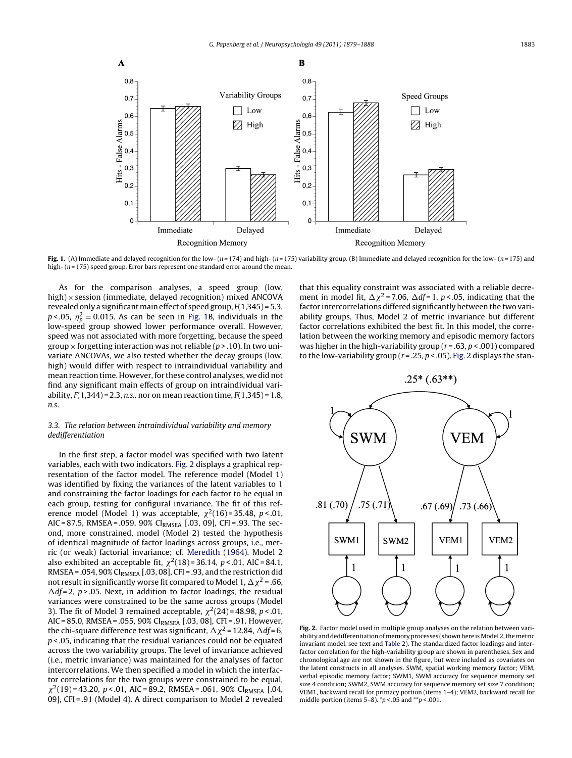**Fig. 1.** (A) Immediate and delayed recognition for the low- ($n = 174$) and high- ($n = 175$) variability group. (B) Immediate and delayed recognition for the low- ($n = 175$) and high- ($n = 175$) speed group. Error bars represent one standard error around the mean.

As for the comparison analyses, a speed group (low, high) × session (immediate, delayed recognition) mixed ANCOVA revealed only a significant main effect of speed group, $F(1,345) = 5.3$, $p < .05$, $\eta_p^2 = 0.015$. As can be seen in Fig. 1B, individuals in the low-speed group showed lower performance overall. However, speed was not associated with more forgetting, because the speed group × forgetting interaction was not reliable ($p > .10$). In two univariate ANCOVAs, we also tested whether the decay groups (low, high) would differ with respect to intraindividual variability and mean reaction time. However, for these control analyses, we did not find any significant main effects of group on intraindividual variability, $F(1,344) = 2.3$, *n.s.*, nor on mean reaction time, $F(1,345) = 1.8$, *n.s.*

### 3.3. The relation between intraindividual variability and memory dedifferentiation

In the first step, a factor model was specified with two latent variables, each with two indicators. Fig. 2 displays a graphical representation of the factor model. The reference model (Model 1) was identified by fixing the variances of the latent variables to 1 and constraining the factor loadings for each factor to be equal in each group, testing for configural invariance. The fit of this reference model (Model 1) was acceptable, $\chi^2(16) = 35.48$, $p < .01$, AIC = 87.5, RMSEA = .059, 90% $CI_{RMSEA}$ [.03, 09], CFI = .93. The second, more constrained, model (Model 2) tested the hypothesis of identical magnitude of factor loadings across groups, i.e., metric (or weak) factorial invariance; cf. Meredith (1964). Model 2 also exhibited an acceptable fit, $\chi^2(18) = 36.14$, $p < .01$, AIC = 84.1, RMSEA = .054, 90% $CI_{RMSEA}$ [.03, 08], CFI = .93, and the restriction did not result in significantly worse fit compared to Model 1, $\Delta\chi^2 = .66$, $\Delta df = 2$, $p > .05$. Next, in addition to factor loadings, the residual variances were constrained to be the same across groups (Model 3). The fit of Model 3 remained acceptable, $\chi^2(24) = 48.98$, $p < .01$, AIC = 85.0, RMSEA = .055, 90% $CI_{RMSEA}$ [.03, 08], CFI = .91. However, the chi-square difference test was significant, $\Delta\chi^2 = 12.84$, $\Delta df = 6$, $p < .05$, indicating that the residual variances could not be equated across the two variability groups. The level of invariance achieved (i.e., metric invariance) was maintained for the analyses of factor intercorrelations. We then specified a model in which the interfactor correlations for the two groups were constrained to be equal, $\chi^2(19) = 43.20$, $p < .01$, AIC = 89.2, RMSEA = .061, 90% $CI_{RMSEA}$ [.04, 09], CFI = .91 (Model 4). A direct comparison to Model 2 revealed that this equality constraint was associated with a reliable decrement in model fit, $\Delta\chi^2 = 7.06$, $\Delta df = 1$, $p < .05$, indicating that the factor intercorrelations differed significantly between the two variability groups. Thus, Model 2 of metric invariance but different factor correlations exhibited the best fit. In this model, the correlation between the working memory and episodic memory factors was higher in the high-variability group ($r = .63$, $p < .001$) compared to the low-variability group ($r = .25$, $p < .05$). Fig. 2 displays the stan-

**Fig. 2.** Factor model used in multiple group analyses on the relation between variability and dedifferentiation of memory processes (shown here is Model 2, the metric invariant model, see text and Table 2). The standardized factor loadings and interfactor correlation for the high-variability group are shown in parentheses. Sex and chronological age are not shown in the figure, but were included as covariates on the latent constructs in all analyses. SWM, spatial working memory factor; VEM, verbal episodic memory factor; SWM1, SWM accuracy for sequence memory set size 4 condition; SWM2, SWM accuracy for sequence memory set size 7 condition; VEM1, backward recall for primacy portion (items 1–4); VEM2, backward recall for middle portion (items 5–8). *$p < .05$ and **$p < .001$.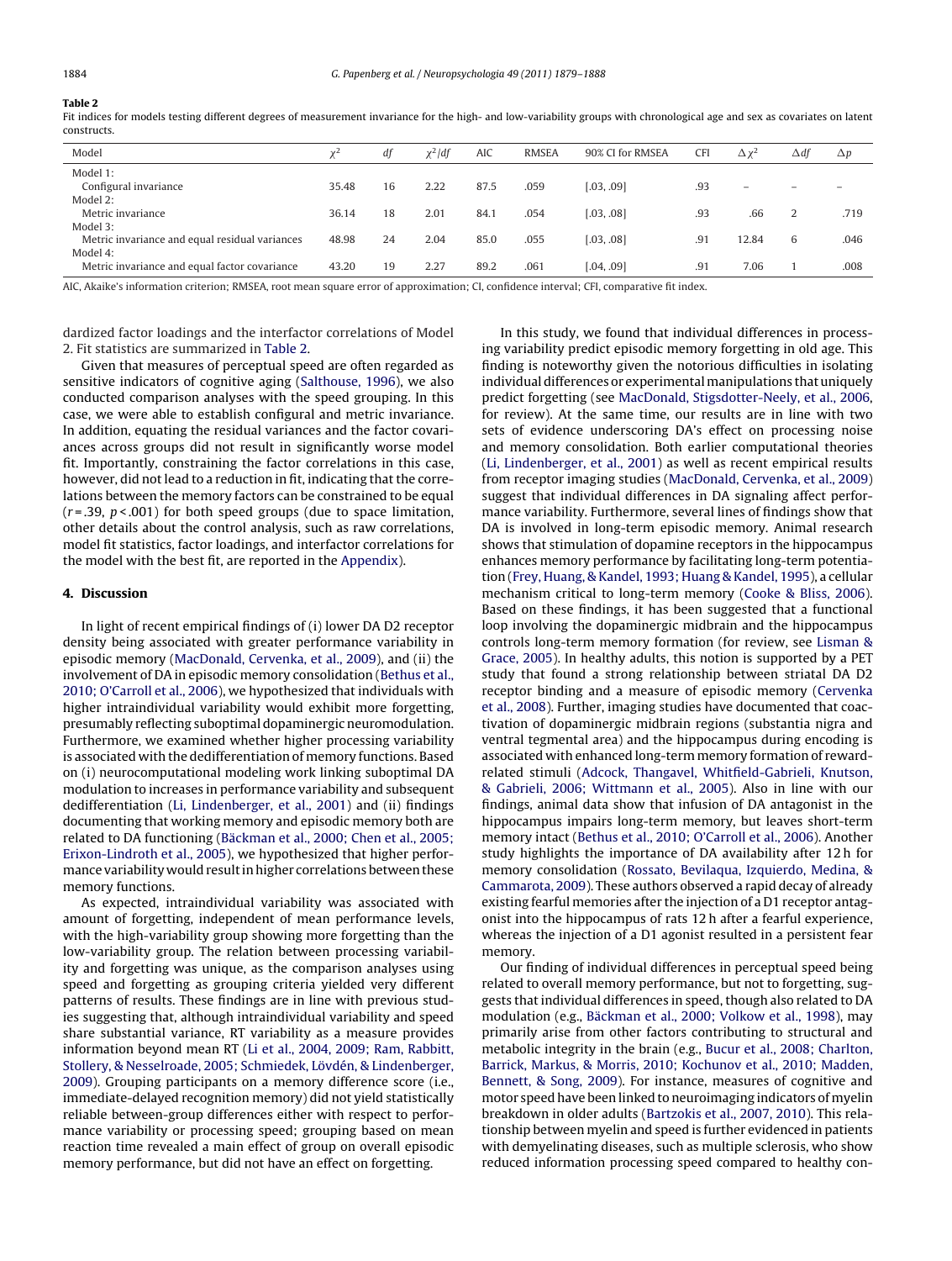**Table 2**

Fit indices for models testing different degrees of measurement invariance for the high- and low-variability groups with chronological age and sex as covariates on latent constructs.

| Model | $\chi^2$ | $df$ | $\chi^2/df$ | AIC | RMSEA | 90% CI for RMSEA | CFI | $\Delta\chi^2$ | $\Delta df$ | $\Delta p$ |
|---|---|---|---|---|---|---|---|---|---|---|
| Model 1: | | | | | | | | | | |
| Configural invariance | 35.48 | 16 | 2.22 | 87.5 | .059 | [.03, .09] | .93 | – | – | – |
| Model 2: | | | | | | | | | | |
| Metric invariance | 36.14 | 18 | 2.01 | 84.1 | .054 | [.03, .08] | .93 | .66 | 2 | .719 |
| Model 3: | | | | | | | | | | |
| Metric invariance and equal residual variances | 48.98 | 24 | 2.04 | 85.0 | .055 | [.03, .08] | .91 | 12.84 | 6 | .046 |
| Model 4: | | | | | | | | | | |
| Metric invariance and equal factor covariance | 43.20 | 19 | 2.27 | 89.2 | .061 | [.04, .09] | .91 | 7.06 | 1 | .008 |

AIC, Akaike's information criterion; RMSEA, root mean square error of approximation; CI, confidence interval; CFI, comparative fit index.

dardized factor loadings and the interfactor correlations of Model 2. Fit statistics are summarized in Table 2.

Given that measures of perceptual speed are often regarded as sensitive indicators of cognitive aging (Salthouse, 1996), we also conducted comparison analyses with the speed grouping. In this case, we were able to establish configural and metric invariance. In addition, equating the residual variances and the factor covariances across groups did not result in significantly worse model fit. Importantly, constraining the factor correlations in this case, however, did not lead to a reduction in fit, indicating that the correlations between the memory factors can be constrained to be equal ($r = .39$, $p < .001$) for both speed groups (due to space limitation, other details about the control analysis, such as raw correlations, model fit statistics, factor loadings, and interfactor correlations for the model with the best fit, are reported in the Appendix).

## 4. Discussion

In light of recent empirical findings of (i) lower DA D2 receptor density being associated with greater performance variability in episodic memory (MacDonald, Cervenka, et al., 2009), and (ii) the involvement of DA in episodic memory consolidation (Bethus et al., 2010; O'Carroll et al., 2006), we hypothesized that individuals with higher intraindividual variability would exhibit more forgetting, presumably reflecting suboptimal dopaminergic neuromodulation. Furthermore, we examined whether higher processing variability is associated with the dedifferentiation of memory functions. Based on (i) neurocomputational modeling work linking suboptimal DA modulation to increases in performance variability and subsequent dedifferentiation (Li, Lindenberger, et al., 2001) and (ii) findings documenting that working memory and episodic memory both are related to DA functioning (Bäckman et al., 2000; Chen et al., 2005; Erixon-Lindroth et al., 2005), we hypothesized that higher performance variability would result in higher correlations between these memory functions.

As expected, intraindividual variability was associated with amount of forgetting, independent of mean performance levels, with the high-variability group showing more forgetting than the low-variability group. The relation between processing variability and forgetting was unique, as the comparison analyses using speed and forgetting as grouping criteria yielded very different patterns of results. These findings are in line with previous studies suggesting that, although intraindividual variability and speed share substantial variance, RT variability as a measure provides information beyond mean RT (Li et al., 2004, 2009; Ram, Rabbitt, Stollery, & Nesselroade, 2005; Schmiedek, Lövdén, & Lindenberger, 2009). Grouping participants on a memory difference score (i.e., immediate-delayed recognition memory) did not yield statistically reliable between-group differences either with respect to performance variability or processing speed; grouping based on mean reaction time revealed a main effect of group on overall episodic memory performance, but did not have an effect on forgetting.

In this study, we found that individual differences in processing variability predict episodic memory forgetting in old age. This finding is noteworthy given the notorious difficulties in isolating individual differences or experimental manipulations that uniquely predict forgetting (see MacDonald, Stigsdotter-Neely, et al., 2006, for review). At the same time, our results are in line with two sets of evidence underscoring DA's effect on processing noise and memory consolidation. Both earlier computational theories (Li, Lindenberger, et al., 2001) as well as recent empirical results from receptor imaging studies (MacDonald, Cervenka, et al., 2009) suggest that individual differences in DA signaling affect performance variability. Furthermore, several lines of findings show that DA is involved in long-term episodic memory. Animal research shows that stimulation of dopamine receptors in the hippocampus enhances memory performance by facilitating long-term potentiation (Frey, Huang, & Kandel, 1993; Huang & Kandel, 1995), a cellular mechanism critical to long-term memory (Cooke & Bliss, 2006). Based on these findings, it has been suggested that a functional loop involving the dopaminergic midbrain and the hippocampus controls long-term memory formation (for review, see Lisman & Grace, 2005). In healthy adults, this notion is supported by a PET study that found a strong relationship between striatal DA D2 receptor binding and a measure of episodic memory (Cervenka et al., 2008). Further, imaging studies have documented that coactivation of dopaminergic midbrain regions (substantia nigra and ventral tegmental area) and the hippocampus during encoding is associated with enhanced long-term memory formation of reward-related stimuli (Adcock, Thangavel, Whitfield-Gabrieli, Knutson, & Gabrieli, 2006; Wittmann et al., 2005). Also in line with our findings, animal data show that infusion of DA antagonist in the hippocampus impairs long-term memory, but leaves short-term memory intact (Bethus et al., 2010; O'Carroll et al., 2006). Another study highlights the importance of DA availability after 12 h for memory consolidation (Rossato, Bevilaqua, Izquierdo, Medina, & Cammarota, 2009). These authors observed a rapid decay of already existing fearful memories after the injection of a D1 receptor antagonist into the hippocampus of rats 12 h after a fearful experience, whereas the injection of a D1 agonist resulted in a persistent fear memory.

Our finding of individual differences in perceptual speed being related to overall memory performance, but not to forgetting, suggests that individual differences in speed, though also related to DA modulation (e.g., Bäckman et al., 2000; Volkow et al., 1998), may primarily arise from other factors contributing to structural and metabolic integrity in the brain (e.g., Bucur et al., 2008; Charlton, Barrick, Markus, & Morris, 2010; Kochunov et al., 2010; Madden, Bennett, & Song, 2009). For instance, measures of cognitive and motor speed have been linked to neuroimaging indicators of myelin breakdown in older adults (Bartzokis et al., 2007, 2010). This relationship between myelin and speed is further evidenced in patients with demyelinating diseases, such as multiple sclerosis, who show reduced information processing speed compared to healthy con-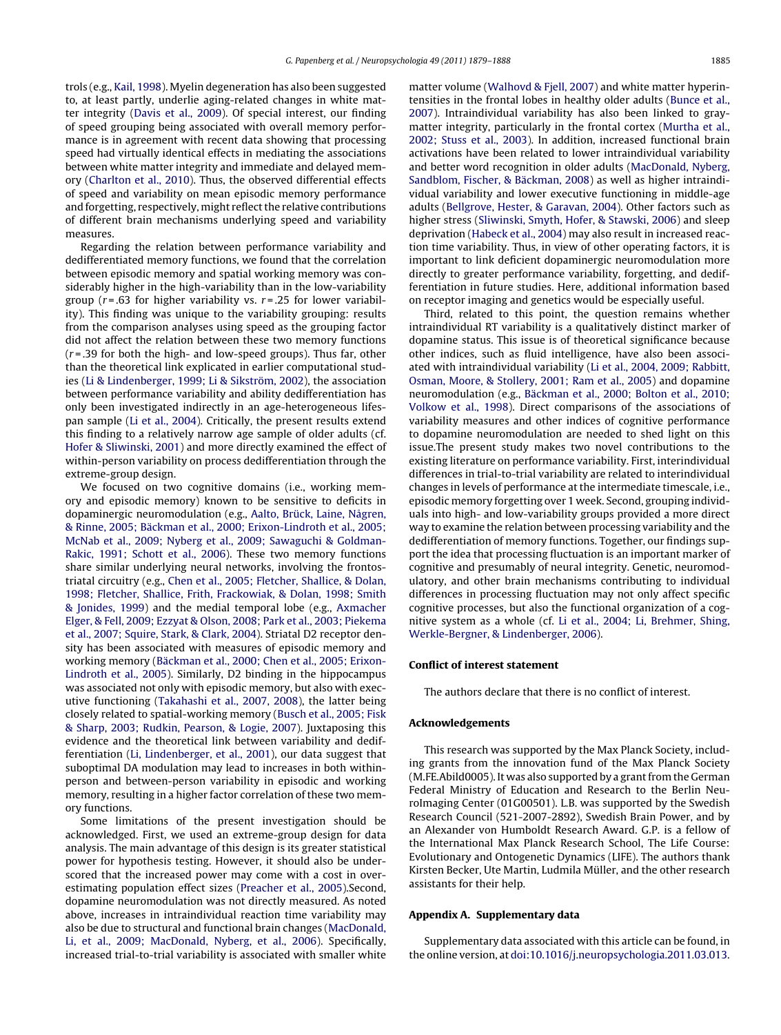trols (e.g., Kail, 1998). Myelin degeneration has also been suggested to, at least partly, underlie aging-related changes in white matter integrity (Davis et al., 2009). Of special interest, our finding of speed grouping being associated with overall memory performance is in agreement with recent data showing that processing speed had virtually identical effects in mediating the associations between white matter integrity and immediate and delayed memory (Charlton et al., 2010). Thus, the observed differential effects of speed and variability on mean episodic memory performance and forgetting, respectively, might reflect the relative contributions of different brain mechanisms underlying speed and variability measures.

Regarding the relation between performance variability and dedifferentiated memory functions, we found that the correlation between episodic memory and spatial working memory was considerably higher in the high-variability than in the low-variability group ($r = .63$ for higher variability vs. $r = .25$ for lower variability). This finding was unique to the variability grouping: results from the comparison analyses using speed as the grouping factor did not affect the relation between these two memory functions ($r = .39$ for both the high- and low-speed groups). Thus far, other than the theoretical link explicated in earlier computational studies (Li & Lindenberger, 1999; Li & Sikström, 2002), the association between performance variability and ability dedifferentiation has only been investigated indirectly in an age-heterogeneous lifespan sample (Li et al., 2004). Critically, the present results extend this finding to a relatively narrow age sample of older adults (cf. Hofer & Sliwinski, 2001) and more directly examined the effect of within-person variability on process dedifferentiation through the extreme-group design.

We focused on two cognitive domains (i.e., working memory and episodic memory) known to be sensitive to deficits in dopaminergic neuromodulation (e.g., Aalto, Brück, Laine, Någren, & Rinne, 2005; Bäckman et al., 2000; Erixon-Lindroth et al., 2005; McNab et al., 2009; Nyberg et al., 2009; Sawaguchi & Goldman-Rakic, 1991; Schott et al., 2006). These two memory functions share similar underlying neural networks, involving the frontostriatal circuitry (e.g., Chen et al., 2005; Fletcher, Shallice, & Dolan, 1998; Fletcher, Shallice, Frith, Frackowiak, & Dolan, 1998; Smith & Jonides, 1999) and the medial temporal lobe (e.g., Axmacher Elger, & Fell, 2009; Ezzyat & Olson, 2008; Park et al., 2003; Piekema et al., 2007; Squire, Stark, & Clark, 2004). Striatal D2 receptor density has been associated with measures of episodic memory and working memory (Bäckman et al., 2000; Chen et al., 2005; Erixon-Lindroth et al., 2005). Similarly, D2 binding in the hippocampus was associated not only with episodic memory, but also with executive functioning (Takahashi et al., 2007, 2008), the latter being closely related to spatial-working memory (Busch et al., 2005; Fisk & Sharp, 2003; Rudkin, Pearson, & Logie, 2007). Juxtaposing this evidence and the theoretical link between variability and dedifferentiation (Li, Lindenberger, et al., 2001), our data suggest that suboptimal DA modulation may lead to increases in both within-person and between-person variability in episodic and working memory, resulting in a higher factor correlation of these two memory functions.

Some limitations of the present investigation should be acknowledged. First, we used an extreme-group design for data analysis. The main advantage of this design is its greater statistical power for hypothesis testing. However, it should also be underscored that the increased power may come with a cost in overestimating population effect sizes (Preacher et al., 2005).Second, dopamine neuromodulation was not directly measured. As noted above, increases in intraindividual reaction time variability may also be due to structural and functional brain changes (MacDonald, Li, et al., 2009; MacDonald, Nyberg, et al., 2006). Specifically, increased trial-to-trial variability is associated with smaller white matter volume (Walhovd & Fjell, 2007) and white matter hyperintensities in the frontal lobes in healthy older adults (Bunce et al., 2007). Intraindividual variability has also been linked to gray-matter integrity, particularly in the frontal cortex (Murtha et al., 2002; Stuss et al., 2003). In addition, increased functional brain activations have been related to lower intraindividual variability and better word recognition in older adults (MacDonald, Nyberg, Sandblom, Fischer, & Bäckman, 2008) as well as higher intraindividual variability and lower executive functioning in middle-age adults (Bellgrove, Hester, & Garavan, 2004). Other factors such as higher stress (Sliwinski, Smyth, Hofer, & Stawski, 2006) and sleep deprivation (Habeck et al., 2004) may also result in increased reaction time variability. Thus, in view of other operating factors, it is important to link deficient dopaminergic neuromodulation more directly to greater performance variability, forgetting, and dedifferentiation in future studies. Here, additional information based on receptor imaging and genetics would be especially useful.

Third, related to this point, the question remains whether intraindividual RT variability is a qualitatively distinct marker of dopamine status. This issue is of theoretical significance because other indices, such as fluid intelligence, have also been associated with intraindividual variability (Li et al., 2004, 2009; Rabbitt, Osman, Moore, & Stollery, 2001; Ram et al., 2005) and dopamine neuromodulation (e.g., Bäckman et al., 2000; Bolton et al., 2010; Volkow et al., 1998). Direct comparisons of the associations of variability measures and other indices of cognitive performance to dopamine neuromodulation are needed to shed light on this issue.The present study makes two novel contributions to the existing literature on performance variability. First, interindividual differences in trial-to-trial variability are related to interindividual changes in levels of performance at the intermediate timescale, i.e., episodic memory forgetting over 1 week. Second, grouping individuals into high- and low-variability groups provided a more direct way to examine the relation between processing variability and the dedifferentiation of memory functions. Together, our findings support the idea that processing fluctuation is an important marker of cognitive and presumably of neural integrity. Genetic, neuromodulatory, and other brain mechanisms contributing to individual differences in processing fluctuation may not only affect specific cognitive processes, but also the functional organization of a cognitive system as a whole (cf. Li et al., 2004; Li, Brehmer, Shing, Werkle-Bergner, & Lindenberger, 2006).

## Conflict of interest statement

The authors declare that there is no conflict of interest.

## Acknowledgements

This research was supported by the Max Planck Society, including grants from the innovation fund of the Max Planck Society (M.FE.Abild0005). It was also supported by a grant from the German Federal Ministry of Education and Research to the Berlin NeuroImaging Center (01G00501). L.B. was supported by the Swedish Research Council (521-2007-2892), Swedish Brain Power, and by an Alexander von Humboldt Research Award. G.P. is a fellow of the International Max Planck Research School, The Life Course: Evolutionary and Ontogenetic Dynamics (LIFE). The authors thank Kirsten Becker, Ute Martin, Ludmila Müller, and the other research assistants for their help.

## Appendix A. Supplementary data

Supplementary data associated with this article can be found, in the online version, at doi:10.1016/j.neuropsychologia.2011.03.013.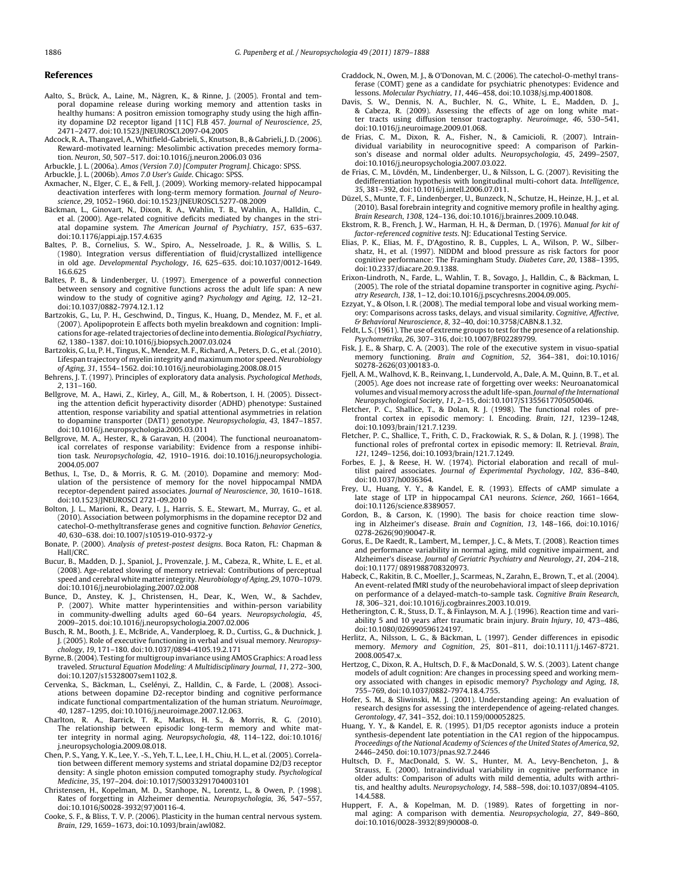## References

Aalto, S., Brück, A., Laine, M., Någren, K., & Rinne, J. (2005). Frontal and temporal dopamine release during working memory and attention tasks in healthy humans: A positron emission tomography study using the high affinity dopamine D2 receptor ligand [11C] FLB 457. *Journal of Neuroscience*, *25*, 2471–2477. doi:10.1523/JNEUROSCI.2097-04.2005

Adcock, R. A., Thangavel, A., Whitfield-Gabrieli, S., Knutson, B., & Gabrieli, J. D. (2006). Reward-motivated learning: Mesolimbic activation precedes memory formation. *Neuron*, *50*, 507–517. doi:10.1016/j.neuron.2006.03 036

Arbuckle, J. L. (2006a). *Amos (Version 7.0) [Computer Program]*. Chicago: SPSS.

Arbuckle, J. L. (2006b). *Amos 7.0 User's Guide*. Chicago: SPSS.

Axmacher, N., Elger, C. E., & Fell, J. (2009). Working memory-related hippocampal deactivation interferes with long-term memory formation. *Journal of Neuroscience*, *29*, 1052–1960. doi:10.1523/JNEUROSCI.5277-08.2009

Bäckman, L., Ginovart, N., Dixon, R. A., Wahlin, T. B., Wahlin, A., Halldin, C., et al. (2000). Age-related cognitive deficits mediated by changes in the striatal dopamine system. *The American Journal of Psychiatry*, *157*, 635–637. doi:10.1176/appi.ajp.157.4.635

Baltes, P. B., Cornelius, S. W., Spiro, A., Nesselroade, J. R., & Willis, S. L. (1980). Integration versus differentiation of fluid/crystallized intelligence in old age. *Developmental Psychology*, *16*, 625–635. doi:10.1037/0012-1649.16.6.625

Baltes, P. B., & Lindenberger, U. (1997). Emergence of a powerful connection between sensory and cognitive functions across the adult life span: A new window to the study of cognitive aging? *Psychology and Aging*, *12*, 12–21. doi:10.1037/0882-7974.12.1.12

Bartzokis, G., Lu, P. H., Geschwind, D., Tingus, K., Huang, D., Mendez, M. F., et al. (2007). Apolipoprotein E affects both myelin breakdown and cognition: Implications for age-related trajectories of decline into dementia. *Biological Psychiatry*, *62*, 1380–1387. doi:10.1016/j.biopsych.2007.03.024

Bartzokis, G., Lu, P. H., Tingus, K., Mendez, M. F., Richard, A., Peters, D. G., et al. (2010). Lifespan trajectory of myelin integrity and maximum motor speed. *Neurobiology of Aging*, *31*, 1554–1562. doi:10.1016/j.neurobiolaging.2008.08.015

Behrens, J. T. (1997). Principles of exploratory data analysis. *Psychological Methods*, *2*, 131–160.

Bellgrove, M. A., Hawi, Z., Kirley, A., Gill, M., & Robertson, I. H. (2005). Dissecting the attention deficit hyperactivity disorder (ADHD) phenotype: Sustained attention, response variability and spatial attentional asymmetries in relation to dopamine transporter (DAT1) genotype. *Neuropsychologia*, *43*, 1847–1857. doi:10.1016/j.neuropsychologia.2005.03.011

Bellgrove, M. A., Hester, R., & Garavan, H. (2004). The functional neuroanatomical correlates of response variability: Evidence from a response inhibition task. *Neuropsychologia*, *42*, 1910–1916. doi:10.1016/j.neuropsychologia.2004.05.007

Bethus, I., Tse, D., & Morris, R. G. M. (2010). Dopamine and memory: Modulation of the persistence of memory for the novel hippocampal NMDA receptor-dependent paired associates. *Journal of Neuroscience*, *30*, 1610–1618. doi:10.1523/JNEUROSCI 2721-09.2010

Bolton, J. L., Marioni, R., Deary, I. J., Harris, S. E., Stewart, M., Murray, G., et al. (2010). Association between polymorphisms in the dopamine receptor D2 and catechol-O-methyltransferase genes and cognitive function. *Behavior Genetics*, *40*, 630–638. doi:10.1007/s10519-010-9372-y

Bonate, P. (2000). *Analysis of pretest-postest designs*. Boca Raton, FL: Chapman & Hall/CRC.

Bucur, B., Madden, D. J., Spaniol, J., Provenzale, J. M., Cabeza, R., White, L. E., et al. (2008). Age-related slowing of memory retrieval: Contributions of perceptual speed and cerebral white matter integrity. *Neurobiology of Aging*, *29*, 1070–1079. doi:10.1016/j.neurobiolaging.2007.02.008

Bunce, D., Anstey, K. J., Christensen, H., Dear, K., Wen, W., & Sachdev, P. (2007). White matter hyperintensities and within-person variability in community-dwelling adults aged 60–64 years. *Neuropsychologia*, *45*, 2009–2015. doi:10.1016/j.neuropsychologia.2007.02.006

Busch, R. M., Booth, J. E., McBride, A., Vanderploeg, R. D., Curtiss, G., & Duchnick, J. J. (2005). Role of executive functioning in verbal and visual memory. *Neuropsychology*, *19*, 171–180. doi:10.1037/0894-4105.19.2.171

Byrne, B. (2004). Testing for multigroup invariance using AMOS Graphics: A road less traveled. *Structural Equation Modeling: A Multidisciplinary Journal*, *11*, 272–300, doi:10.1207/s15328007sem1102_8.

Cervenka, S., Bäckman, L., Cselényi, Z., Halldin, C., & Farde, L. (2008). Associations between dopamine D2-receptor binding and cognitive performance indicate functional compartmentalization of the human striatum. *Neuroimage*, *40*, 1287–1295, doi:10.1016/j.neuroimage.2007.12.063.

Charlton, R. A., Barrick, T. R., Markus, H. S., & Morris, R. G. (2010). The relationship between episodic long-term memory and white matter integrity in normal aging. *Neuropsychologia*, *48*, 114–122, doi:10.1016/j.neuropsychologia.2009.08.018.

Chen, P. S., Yang, Y. K., Lee, Y. -S., Yeh, T. L., Lee, I. H., Chiu, H. L., et al. (2005). Correlation between different memory systems and striatal dopamine D2/D3 receptor density: A single photon emission computed tomography study. *Psychological Medicine*, *35*, 197–204. doi:10.1017/S0033291704003101

Christensen, H., Kopelman, M. D., Stanhope, N., Lorentz, L., & Owen, P. (1998). Rates of forgetting in Alzheimer dementia. *Neuropsychologia*, *36*, 547–557, doi:10.1016/S0028-3932(97)00116-4.

Cooke, S. F., & Bliss, T. V. P. (2006). Plasticity in the human central nervous system. *Brain*, *129*, 1659–1673, doi:10.1093/brain/awl082.

Craddock, N., Owen, M. J., & O'Donovan, M. C. (2006). The catechol-O-methyl transferase (COMT) gene as a candidate for psychiatric phenotypes: Evidence and lessons. *Molecular Psychiatry*, *11*, 446–458, doi:10.1038/sj.mp.4001808.

Davis, S. W., Dennis, N. A., Buchler, N. G., White, L. E., Madden, D. J., & Cabeza, R. (2009). Assessing the effects of age on long white matter tracts using diffusion tensor tractography. *Neuroimage*, *46*, 530–541, doi:10.1016/j.neuroimage.2009.01.068.

de Frias, C. M., Dixon, R. A., Fisher, N., & Camicioli, R. (2007). Intraindividual variability in neurocognitive speed: A comparison of Parkinson's disease and normal older adults. *Neuropsychologia*, *45*, 2499–2507, doi:10.1016/j.neuropsychologia.2007.03.022.

de Frias, C. M., Lövdén, M., Lindenberger, U., & Nilsson, L. G. (2007). Revisiting the dedifferentiation hypothesis with longitudinal multi-cohort data. *Intelligence*, *35*, 381–392, doi:10.1016/j.intell.2006.07.011.

Düzel, S., Munte, T. F., Lindenberger, U., Bunzeck, N., Schutze, H., Heinze, H. J., et al. (2010). Basal forebrain integrity and cognitive memory profile in healthy aging. *Brain Research*, *1308*, 124–136, doi:10.1016/j.brainres.2009.10.048.

Ekstrom, R. B., French, J. W., Harman, H. H., & Derman, D. (1976). *Manual for kit of factor-referenced cognitive tests*. NJ: Educational Testing Service.

Elias, P. K., Elias, M. F., D'Agostino, R. B., Cupples, L. A., Wilson, P. W., Silbershatz, H., et al. (1997). NIDDM and blood pressure as risk factors for poor cognitive performance: The Framingham Study. *Diabetes Care*, *20*, 1388–1395, doi:10.2337/diacare.20.9.1388.

Erixon-Lindroth, N., Farde, L., Wahlin, T. B., Sovago, J., Halldin, C., & Bäckman, L. (2005). The role of the striatal dopamine transporter in cognitive aging. *Psychiatry Research*, *138*, 1–12, doi:10.1016/j.pscychresns.2004.09.005.

Ezzyat, Y., & Olson, I. R. (2008). The medial temporal lobe and visual working memory: Comparisons across tasks, delays, and visual similarity. *Cognitive, Affective, & Behavioral Neuroscience*, *8*, 32–40, doi:10.3758/CABN.8.1.32.

Feldt, L. S. (1961). The use of extreme groups to test for the presence of a relationship. *Psychometrika*, *26*, 307–316, doi:10.1007/BF02289799.

Fisk, J. E., & Sharp, C. A. (2003). The role of the executive system in visuo-spatial memory functioning. *Brain and Cognition*, *52*, 364–381, doi:10.1016/S0278-2626(03)00183-0.

Fjell, A. M., Walhovd, K. B., Reinvang, I., Lundervold, A., Dale, A. M., Quinn, B. T., et al. (2005). Age does not increase rate of forgetting over weeks: Neuroanatomical volumes and visual memory across the adult life-span. *Journal of the International Neuropsychological Society*, *11*, 2–15, doi:10.1017/S1355617705050046.

Fletcher, P. C., Shallice, T., & Dolan, R. J. (1998). The functional roles of prefrontal cortex in episodic memory: I. Encoding. *Brain*, *121*, 1239–1248, doi:10.1093/brain/121.7.1239.

Fletcher, P. C., Shallice, T., Frith, C. D., Frackowiak, R. S., & Dolan, R. J. (1998). The functional roles of prefrontal cortex in episodic memory: II. Retrieval. *Brain*, *121*, 1249–1256, doi:10.1093/brain/121.7.1249.

Forbes, E. J., & Reese, H. W. (1974). Pictorial elaboration and recall of multilist paired associates. *Journal of Experimental Psychology*, *102*, 836–840, doi:10.1037/h0036364.

Frey, U., Huang, Y. Y., & Kandel, E. R. (1993). Effects of cAMP simulate a late stage of LTP in hippocampal CA1 neurons. *Science*, *260*, 1661–1664, doi:10.1126/science.8389057.

Gordon, B., & Carson, K. (1990). The basis for choice reaction time slowing in Alzheimer's disease. *Brain and Cognition*, *13*, 148–166, doi:10.1016/0278-2626(90)90047-R.

Gorus, E., De Raedt, R., Lambert, M., Lemper, J. C., & Mets, T. (2008). Reaction times and performance variability in normal aging, mild cognitive impairment, and Alzheimer's disease. *Journal of Geriatric Psychiatry and Neurology*, *21*, 204–218, doi:10.1177/ 0891988708320973.

Habeck, C., Rakitin, B. C., Moeller, J., Scarmeas, N., Zarahn, E., Brown, T., et al. (2004). An event-related fMRI study of the neurobehavioral impact of sleep deprivation on performance of a delayed-match-to-sample task. *Cognitive Brain Research*, *18*, 306–321, doi:10.1016/j.cogbrainres.2003.10.019.

Hetherington, C. R., Stuss, D. T., & Finlayson, M. A. J. (1996). Reaction time and variability 5 and 10 years after traumatic brain injury. *Brain Injury*, *10*, 473–486, doi:10.1080/026990596124197.

Herlitz, A., Nilsson, L. G., & Bäckman, L. (1997). Gender differences in episodic memory. *Memory and Cognition*, *25*, 801–811, doi:10.1111/j.1467-8721.2008.00547.x.

Hertzog, C., Dixon, R. A., Hultsch, D. F., & MacDonald, S. W. S. (2003). Latent change models of adult cognition: Are changes in processing speed and working memory associated with changes in episodic memory? *Psychology and Aging*, *18*, 755–769, doi:10.1037/0882-7974.18.4.755.

Hofer, S. M., & Sliwinski, M. J. (2001). Understanding ageing: An evaluation of research designs for assessing the interdependence of ageing-related changes. *Gerontology*, *47*, 341–352, doi:10.1159/000052825.

Huang, Y. Y., & Kandel, E. R. (1995). D1/D5 receptor agonists induce a protein synthesis-dependent late potentiation in the CA1 region of the hippocampus. *Proceedings of the National Academy of Sciences of the United States of America*, *92*, 2446–2450. doi:10.1073/pnas.92.7.2446

Hultsch, D. F., MacDonald, S. W. S., Hunter, M. A., Levy-Bencheton, J., & Strauss, E. (2000). Intraindividual variability in cognitive performance in older adults: Comparison of adults with mild dementia, adults with arthritis, and healthy adults. *Neuropsychology*, *14*, 588–598, doi:10.1037/0894-4105.14.4.588.

Huppert, F. A., & Kopelman, M. D. (1989). Rates of forgetting in normal aging: A comparison with dementia. *Neuropsychologia*, *27*, 849–860, doi:10.1016/0028-3932(89)90008-0.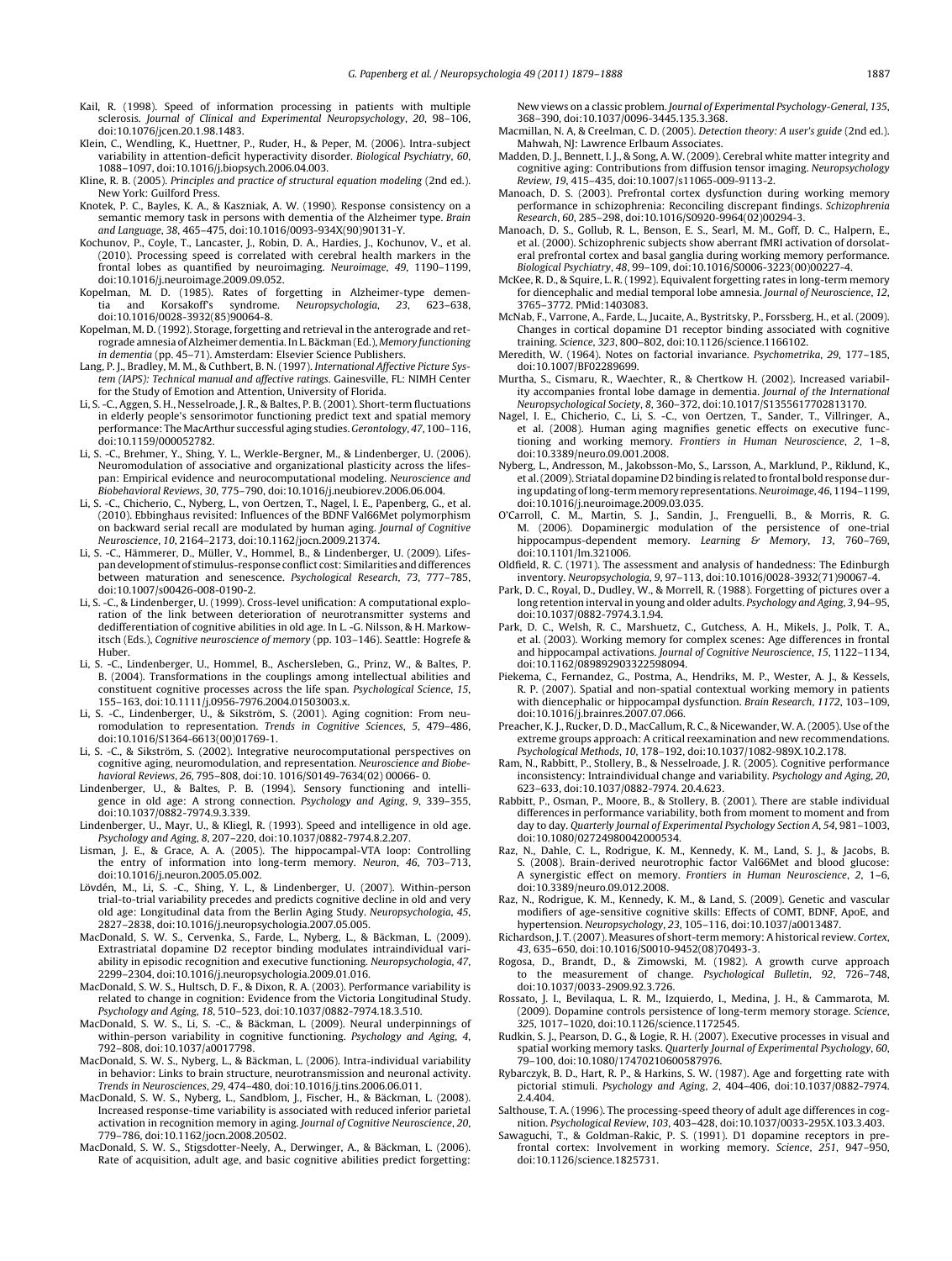Kail, R. (1998). Speed of information processing in patients with multiple sclerosis. *Journal of Clinical and Experimental Neuropsychology*, *20*, 98–106, doi:10.1076/jcen.20.1.98.1483.

Klein, C., Wendling, K., Huettner, P., Ruder, H., & Peper, M. (2006). Intra-subject variability in attention-deficit hyperactivity disorder. *Biological Psychiatry*, *60*, 1088–1097, doi:10.1016/j.biopsych.2006.04.003.

Kline, R. B. (2005). *Principles and practice of structural equation modeling* (2nd ed.). New York: Guilford Press.

Knotek, P. C., Bayles, K. A., & Kaszniak, A. W. (1990). Response consistency on a semantic memory task in persons with dementia of the Alzheimer type. *Brain and Language*, *38*, 465–475, doi:10.1016/0093-934X(90)90131-Y.

Kochunov, P., Coyle, T., Lancaster, J., Robin, D. A., Hardies, J., Kochunov, V., et al. (2010). Processing speed is correlated with cerebral health markers in the frontal lobes as quantified by neuroimaging. *Neuroimage*, *49*, 1190–1199, doi:10.1016/j.neuroimage.2009.09.052.

Kopelman, M. D. (1985). Rates of forgetting in Alzheimer-type dementia and Korsakoff's syndrome. *Neuropsychologia*, *23*, 623–638, doi:10.1016/0028-3932(85)90064-8.

Kopelman, M. D. (1992). Storage, forgetting and retrieval in the anterograde and retrograde amnesia of Alzheimer dementia. In L. Bäckman (Ed.), *Memory functioning in dementia* (pp. 45–71). Amsterdam: Elsevier Science Publishers.

Lang, P. J., Bradley, M. M., & Cuthbert, B. N. (1997). *International Affective Picture System (IAPS): Technical manual and affective ratings*. Gainesville, FL: NIMH Center for the Study of Emotion and Attention, University of Florida.

Li, S. -C., Aggen, S. H., Nesselroade, J. R., & Baltes, P. B. (2001). Short-term fluctuations in elderly people's sensorimotor functioning predict text and spatial memory performance: The MacArthur successful aging studies. *Gerontology*, *47*, 100–116, doi:10.1159/000052782.

Li, S. -C., Brehmer, Y., Shing, Y. L., Werkle-Bergner, M., & Lindenberger, U. (2006). Neuromodulation of associative and organizational plasticity across the lifespan: Empirical evidence and neurocomputational modeling. *Neuroscience and Biobehavioral Reviews*, *30*, 775–790, doi:10.1016/j.neubiorev.2006.06.004.

Li, S. -C., Chicherio, C., Nyberg, L., von Oertzen, T., Nagel, I. E., Papenberg, G., et al. (2010). Ebbinghaus revisited: Influences of the BDNF Val66Met polymorphism on backward serial recall are modulated by human aging. *Journal of Cognitive Neuroscience*, *10*, 2164–2173, doi:10.1162/jocn.2009.21374.

Li, S. -C., Hämmerer, D., Müller, V., Hommel, B., & Lindenberger, U. (2009). Lifespan development of stimulus-response conflict cost: Similarities and differences between maturation and senescence. *Psychological Research*, *73*, 777–785, doi:10.1007/s00426-008-0190-2.

Li, S. -C., & Lindenberger, U. (1999). Cross-level unification: A computational exploration of the link between deterioration of neurotransmitter systems and dedifferentiation of cognitive abilities in old age. In L. -G. Nilsson, & H. Markowitsch (Eds.), *Cognitive neuroscience of memory* (pp. 103–146). Seattle: Hogrefe & Huber.

Li, S. -C., Lindenberger, U., Hommel, B., Aschersleben, G., Prinz, W., & Baltes, P. B. (2004). Transformations in the couplings among intellectual abilities and constituent cognitive processes across the life span. *Psychological Science*, *15*, 155–163, doi:10.1111/j.0956-7976.2004.01503003.x.

Li, S. -C., Lindenberger, U., & Sikström, S. (2001). Aging cognition: From neuromodulation to representation. *Trends in Cognitive Sciences*, *5*, 479–486, doi:10.1016/S1364-6613(00)01769-1.

Li, S. -C., & Sikström, S. (2002). Integrative neurocomputational perspectives on cognitive aging, neuromodulation, and representation. *Neuroscience and Biobehavioral Reviews*, *26*, 795–808, doi:10. 1016/S0149-7634(02) 00066- 0.

Lindenberger, U., & Baltes, P. B. (1994). Sensory functioning and intelligence in old age: A strong connection. *Psychology and Aging*, *9*, 339–355, doi:10.1037/0882-7974.9.3.339.

Lindenberger, U., Mayr, U., & Kliegl, R. (1993). Speed and intelligence in old age. *Psychology and Aging*, *8*, 207–220, doi:10.1037/0882-7974.8.2.207.

Lisman, J. E., & Grace, A. A. (2005). The hippocampal-VTA loop: Controlling the entry of information into long-term memory. *Neuron*, *46*, 703–713, doi:10.1016/j.neuron.2005.05.002.

Lövdén, M., Li, S. -C., Shing, Y. L., & Lindenberger, U. (2007). Within-person trial-to-trial variability precedes and predicts cognitive decline in old and very old age: Longitudinal data from the Berlin Aging Study. *Neuropsychologia*, *45*, 2827–2838, doi:10.1016/j.neuropsychologia.2007.05.005.

MacDonald, S. W. S., Cervenka, S., Farde, L., Nyberg, L., & Bäckman, L. (2009). Extrastriatal dopamine D2 receptor binding modulates intraindividual variability in episodic recognition and executive functioning. *Neuropsychologia*, *47*, 2299–2304, doi:10.1016/j.neuropsychologia.2009.01.016.

MacDonald, S. W. S., Hultsch, D. F., & Dixon, R. A. (2003). Performance variability is related to change in cognition: Evidence from the Victoria Longitudinal Study. *Psychology and Aging*, *18*, 510–523, doi:10.1037/0882-7974.18.3.510.

MacDonald, S. W. S., Li, S. -C., & Bäckman, L. (2009). Neural underpinnings of within-person variability in cognitive functioning. *Psychology and Aging*, *4*, 792–808, doi:10.1037/a0017798.

MacDonald, S. W. S., Nyberg, L., & Bäckman, L. (2006). Intra-individual variability in behavior: Links to brain structure, neurotransmission and neuronal activity. *Trends in Neurosciences*, *29*, 474–480, doi:10.1016/j.tins.2006.06.011.

MacDonald, S. W. S., Nyberg, L., Sandblom, J., Fischer, H., & Bäckman, L. (2008). Increased response-time variability is associated with reduced inferior parietal activation in recognition memory in aging. *Journal of Cognitive Neuroscience*, *20*, 779–786, doi:10.1162/jocn.2008.20502.

MacDonald, S. W. S., Stigsdotter-Neely, A., Derwinger, A., & Bäckman, L. (2006). Rate of acquisition, adult age, and basic cognitive abilities predict forgetting: New views on a classic problem. *Journal of Experimental Psychology-General*, *135*, 368–390, doi:10.1037/0096-3445.135.3.368.

Macmillan, N. A., & Creelman, C. D. (2005). *Detection theory: A user's guide* (2nd ed.). Mahwah, NJ: Lawrence Erlbaum Associates.

Madden, D. J., Bennett, I. J., & Song, A. W. (2009). Cerebral white matter integrity and cognitive aging: Contributions from diffusion tensor imaging. *Neuropsychology Review*, *19*, 415–435, doi:10.1007/s11065-009-9113-2.

Manoach, D. S. (2003). Prefrontal cortex dysfunction during working memory performance in schizophrenia: Reconciling discrepant findings. *Schizophrenia Research*, *60*, 285–298, doi:10.1016/S0920-9964(02)00294-3.

Manoach, D. S., Gollub, R. L., Benson, E. S., Searl, M. M., Goff, D. C., Halpern, E., et al. (2000). Schizophrenic subjects show aberrant fMRI activation of dorsolateral prefrontal cortex and basal ganglia during working memory performance. *Biological Psychiatry*, *48*, 99–109, doi:10.1016/S0006-3223(00)00227-4.

McKee, R. D., & Squire, L. R. (1992). Equivalent forgetting rates in long-term memory for diencephalic and medial temporal lobe amnesia. *Journal of Neuroscience*, *12*, 3765–3772. PMid:1403083.

McNab, F., Varrone, A., Farde, L., Jucaite, A., Bystritsky, P., Forssberg, H., et al. (2009). Changes in cortical dopamine D1 receptor binding associated with cognitive training. *Science*, *323*, 800–802, doi:10.1126/science.1166102.

Meredith, W. (1964). Notes on factorial invariance. *Psychometrika*, *29*, 177–185, doi:10.1007/BF02289699.

Murtha, S., Cismaru, R., Waechter, R., & Chertkow H. (2002). Increased variability accompanies frontal lobe damage in dementia. *Journal of the International Neuropsychological Society*, *8*, 360–372, doi:10.1017/S1355617702813170.

Nagel, I. E., Chicherio, C., Li, S. -C., von Oertzen, T., Sander, T., Villringer, A., et al. (2008). Human aging magnifies genetic effects on executive functioning and working memory. *Frontiers in Human Neuroscience*, *2*, 1–8, doi:10.3389/neuro.09.001.2008.

Nyberg, L., Andresson, M., Jakobsson-Mo, S., Larsson, A., Marklund, P., Riklund, K., et al. (2009). Striatal dopamine D2 binding is related to frontal bold response during updating of long-term memory representations. *Neuroimage*, *46*, 1194–1199, doi:10.1016/j.neuroimage.2009.03.035.

O'Carroll, C. M., Martin, S. J., Sandin, J., Frenguelli, B., & Morris, R. G. M. (2006). Dopaminergic modulation of the persistence of one-trial hippocampus-dependent memory. *Learning & Memory*, *13*, 760–769, doi:10.1101/lm.321006.

Oldfield, R. C. (1971). The assessment and analysis of handedness: The Edinburgh inventory. *Neuropsychologia*, *9*, 97–113, doi:10.1016/0028-3932(71)90067-4.

Park, D. C., Royal, D., Dudley, W., & Morrell, R. (1988). Forgetting of pictures over a long retention interval in young and older adults. *Psychology and Aging*, *3*, 94–95, doi:10.1037/0882-7974.3.1.94.

Park, D. C., Welsh, R. C., Marshuetz, C., Gutchess, A. H., Mikels, J., Polk, T. A., et al. (2003). Working memory for complex scenes: Age differences in frontal and hippocampal activations. *Journal of Cognitive Neuroscience*, *15*, 1122–1134, doi:10.1162/089892903322598094.

Piekema, C., Fernandez, G., Postma, A., Hendriks, M. P., Wester, A. J., & Kessels, R. P. (2007). Spatial and non-spatial contextual working memory in patients with diencephalic or hippocampal dysfunction. *Brain Research*, *1172*, 103–109, doi:10.1016/j.brainres.2007.07.066.

Preacher, K. J., Rucker, D. D., MacCallum, R. C., & Nicewander, W. A. (2005). Use of the extreme groups approach: A critical reexamination and new recommendations. *Psychological Methods*, *10*, 178–192, doi:10.1037/1082-989X.10.2.178.

Ram, N., Rabbitt, P., Stollery, B., & Nesselroade, J. R. (2005). Cognitive performance inconsistency: Intraindividual change and variability. *Psychology and Aging*, *20*, 623–633, doi:10.1037/0882-7974. 20.4.623.

Rabbitt, P., Osman, P., Moore, B., & Stollery, B. (2001). There are stable individual differences in performance variability, both from moment to moment and from day to day. *Quarterly Journal of Experimental Psychology Section A*, *54*, 981–1003, doi:10.1080/02724980042000534.

Raz, N., Dahle, C. L., Rodrigue, K. M., Kennedy, K. M., Land, S. J., & Jacobs, B. S. (2008). Brain-derived neurotrophic factor Val66Met and blood glucose: A synergistic effect on memory. *Frontiers in Human Neuroscience*, *2*, 1–6, doi:10.3389/neuro.09.012.2008.

Raz, N., Rodrigue, K. M., Kennedy, K. M., & Land, S. (2009). Genetic and vascular modifiers of age-sensitive cognitive skills: Effects of COMT, BDNF, ApoE, and hypertension. *Neuropsychology*, *23*, 105–116, doi:10.1037/a0013487.

Richardson, J. T. (2007). Measures of short-term memory: A historical review. *Cortex*, *43*, 635–650, doi:10.1016/S0010-9452(08)70493-3.

Rogosa, D., Brandt, D., & Zimowski, M. (1982). A growth curve approach to the measurement of change. *Psychological Bulletin*, *92*, 726–748, doi:10.1037/0033-2909.92.3.726.

Rossato, J. I., Bevilaqua, L. R. M., Izquierdo, I., Medina, J. H., & Cammarota, M. (2009). Dopamine controls persistence of long-term memory storage. *Science*, *325*, 1017–1020, doi:10.1126/science.1172545.

Rudkin, S. J., Pearson, D. G., & Logie, R. H. (2007). Executive processes in visual and spatial working memory tasks. *Quarterly Journal of Experimental Psychology*, *60*, 79–100, doi:10.1080/17470210600587976.

Rybarczyk, B. D., Hart, R. P., & Harkins, S. W. (1987). Age and forgetting rate with pictorial stimuli. *Psychology and Aging*, *2*, 404–406, doi:10.1037/0882-7974. 2.4.404.

Salthouse, T. A. (1996). The processing-speed theory of adult age differences in cognition. *Psychological Review*, *103*, 403–428, doi:10.1037/0033-295X.103.3.403.

Sawaguchi, T., & Goldman-Rakic, P. S. (1991). D1 dopamine receptors in prefrontal cortex: Involvement in working memory. *Science*, *251*, 947–950, doi:10.1126/science.1825731.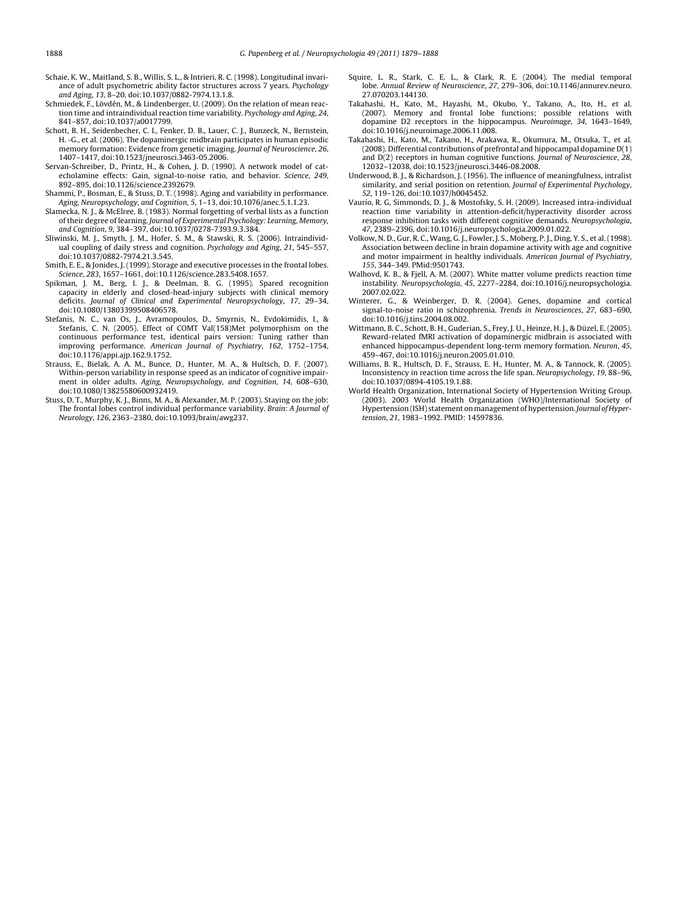Schaie, K. W., Maitland, S. B., Willis, S. L., & Intrieri, R. C. (1998). Longitudinal invariance of adult psychometric ability factor structures across 7 years. *Psychology and Aging*, *13*, 8–20, doi:10.1037/0882-7974.13.1.8.

Schmiedek, F., Lövdén, M., & Lindenberger, U. (2009). On the relation of mean reaction time and intraindividual reaction time variability. *Psychology and Aging*, *24*, 841–857, doi:10.1037/a0017799.

Schott, B. H., Seidenbecher, C. I., Fenker, D. B., Lauer, C. J., Bunzeck, N., Bernstein, H. -G., et al. (2006). The dopaminergic midbrain participates in human episodic memory formation: Evidence from genetic imaging. *Journal of Neuroscience*, *26*, 1407–1417, doi:10.1523/jneurosci.3463-05.2006.

Servan-Schreiber, D., Printz, H., & Cohen, J. D. (1990). A network model of catecholamine effects: Gain, signal-to-noise ratio, and behavior. *Science*, *249*, 892–895, doi:10.1126/science.2392679.

Shammi, P., Bosman, E., & Stuss, D. T. (1998). Aging and variability in performance. *Aging, Neuropsychology, and Cognition*, *5*, 1–13, doi:10.1076/anec.5.1.1.23.

Slamecka, N. J., & McElree, B. (1983). Normal forgetting of verbal lists as a function of their degree of learning. *Journal of Experimental Psychology: Learning, Memory, and Cognition*, *9*, 384–397, doi:10.1037/0278-7393.9.3.384.

Sliwinski, M. J., Smyth, J. M., Hofer, S. M., & Stawski, R. S. (2006). Intraindividual coupling of daily stress and cognition. *Psychology and Aging*, *21*, 545–557, doi:10.1037/0882-7974.21.3.545.

Smith, E. E., & Jonides, J. (1999). Storage and executive processes in the frontal lobes. *Science*, *283*, 1657–1661, doi:10.1126/science.283.5408.1657.

Spikman, J. M., Berg, I. J., & Deelman, B. G. (1995). Spared recognition capacity in elderly and closed-head-injury subjects with clinical memory deficits. *Journal of Clinical and Experimental Neuropsychology*, *17*, 29–34, doi:10.1080/13803399508406578.

Stefanis, N. C., van Os, J., Avramopoulos, D., Smyrnis, N., Evdokimidis, I., & Stefanis, C. N. (2005). Effect of COMT Val(158)Met polymorphism on the continuous performance test, identical pairs version: Tuning rather than improving performance. *American Journal of Psychiatry*, *162*, 1752–1754, doi:10.1176/appi.ajp.162.9.1752.

Strauss, E., Bielak, A. A. M., Bunce, D., Hunter, M. A., & Hultsch, D. F. (2007). Within-person variability in response speed as an indicator of cognitive impairment in older adults. *Aging, Neuropsychology, and Cognition*, *14*, 608–630, doi:10.1080/13825580600932419.

Stuss, D. T., Murphy, K. J., Binns, M. A., & Alexander, M. P. (2003). Staying on the job: The frontal lobes control individual performance variability. *Brain: A Journal of Neurology*, *126*, 2363–2380, doi:10.1093/brain/awg237.

Squire, L. R., Stark, C. E. L., & Clark, R. E. (2004). The medial temporal lobe. *Annual Review of Neuroscience*, *27*, 279–306, doi:10.1146/annurev.neuro.27.070203.144130.

Takahashi, H., Kato, M., Hayashi, M., Okubo, Y., Takano, A., Ito, H., et al. (2007). Memory and frontal lobe functions; possible relations with dopamine D2 receptors in the hippocampus. *Neuroimage*, *34*, 1643–1649, doi:10.1016/j.neuroimage.2006.11.008.

Takahashi, H., Kato, M., Takano, H., Arakawa, R., Okumura, M., Otsuka, T., et al. (2008). Differential contributions of prefrontal and hippocampal dopamine D(1) and D(2) receptors in human cognitive functions. *Journal of Neuroscience*, *28*, 12032–12038, doi:10.1523/jneurosci.3446-08.2008.

Underwood, B. J., & Richardson, J. (1956). The influence of meaningfulness, intralist similarity, and serial position on retention. *Journal of Experimental Psychology*, *52*, 119–126, doi:10.1037/h0045452.

Vaurio, R. G, Simmonds, D. J., & Mostofsky, S. H. (2009). Increased intra-individual reaction time variability in attention-deficit/hyperactivity disorder across response inhibition tasks with different cognitive demands. *Neuropsychologia*, *47*, 2389–2396, doi:10.1016/j.neuropsychologia.2009.01.022.

Volkow, N. D., Gur, R. C., Wang, G. J., Fowler, J. S., Moberg, P. J., Ding, Y. S., et al. (1998). Association between decline in brain dopamine activity with age and cognitive and motor impairment in healthy individuals. *American Journal of Psychiatry*, *155*, 344–349. PMid:9501743.

Walhovd, K. B., & Fjell, A. M. (2007). White matter volume predicts reaction time instability. *Neuropsychologia*, *45*, 2277–2284, doi:10.1016/j.neuropsychologia.2007.02.022.

Winterer, G., & Weinberger, D. R. (2004). Genes, dopamine and cortical signal-to-noise ratio in schizophrenia. *Trends in Neurosciences*, *27*, 683–690, doi:10.1016/j.tins.2004.08.002.

Wittmann, B. C., Schott, B. H., Guderian, S., Frey, J. U., Heinze, H. J., & Düzel, E. (2005). Reward-related fMRI activation of dopaminergic midbrain is associated with enhanced hippocampus-dependent long-term memory formation. *Neuron*, *45*, 459–467, doi:10.1016/j.neuron.2005.01.010.

Williams, B. R., Hultsch, D. F., Strauss, E. H., Hunter, M. A., & Tannock, R. (2005). Inconsistency in reaction time across the life span. *Neuropsychology*, *19*, 88–96, doi:10.1037/0894-4105.19.1.88.

World Health Organization, International Society of Hypertension Writing Group. (2003). 2003 World Health Organization (WHO)/International Society of Hypertension (ISH) statement on management of hypertension. *Journal of Hypertension*, *21*, 1983–1992. PMID: 14597836.